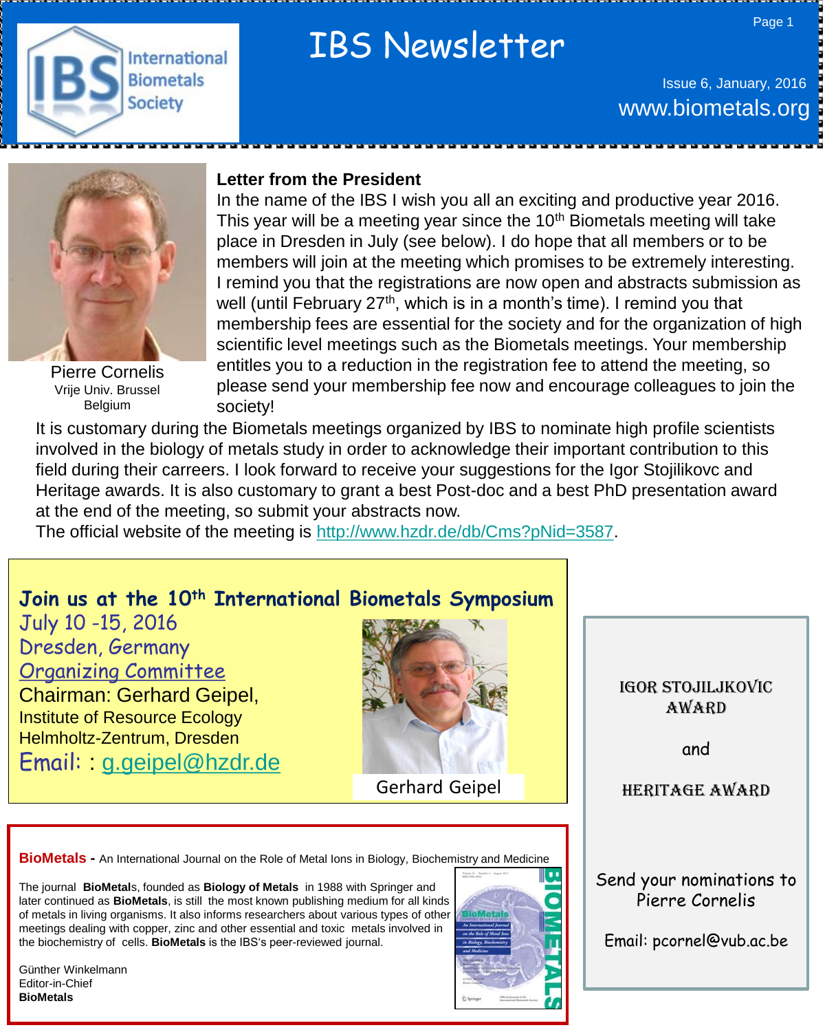# IBS Newsletter

International Biometals Society

Issue 6, January, 2016

www.biometals.org

## Letter from the President

Pierre Cornelis
Vrije Univ. Brussel
Belgium

In the name of the IBS I wish you all an exciting and productive year 2016. This year will be a meeting year since the 10th Biometals meeting will take place in Dresden in July (see below). I do hope that all members or to be members will join at the meeting which promises to be extremely interesting. I remind you that the registrations are now open and abstracts submission as well (until February 27th, which is in a month's time). I remind you that membership fees are essential for the society and for the organization of high scientific level meetings such as the Biometals meetings. Your membership entitles you to a reduction in the registration fee to attend the meeting, so please send your membership fee now and encourage colleagues to join the society!

It is customary during the Biometals meetings organized by IBS to nominate high profile scientists involved in the biology of metals study in order to acknowledge their important contribution to this field during their carreers. I look forward to receive your suggestions for the Igor Stojilikovc and Heritage awards. It is also customary to grant a best Post-doc and a best PhD presentation award at the end of the meeting, so submit your abstracts now.

The official website of the meeting is http://www.hzdr.de/db/Cms?pNid=3587.

## Join us at the 10th International Biometals Symposium

July 10 -15, 2016

Dresden, Germany

Organizing Committee

Chairman: Gerhard Geipel,
Institute of Resource Ecology
Helmholtz-Zentrum, Dresden

Email: : g.geipel@hzdr.de

Gerhard Geipel

## IGOR STOJILJKOVIC AWARD

and

## HERITAGE AWARD

Send your nominations to Pierre Cornelis

Email: pcornel@vub.ac.be

**BioMetals** - An International Journal on the Role of Metal Ions in Biology, Biochemistry and Medicine

The journal **BioMetal**s, founded as **Biology of Metals** in 1988 with Springer and later continued as **BioMetals**, is still the most known publishing medium for all kinds of metals in living organisms. It also informs researchers about various types of other meetings dealing with copper, zinc and other essential and toxic metals involved in the biochemistry of cells. **BioMetals** is the IBS's peer-reviewed journal.

Günther Winkelmann
Editor-in-Chief
**BioMetals**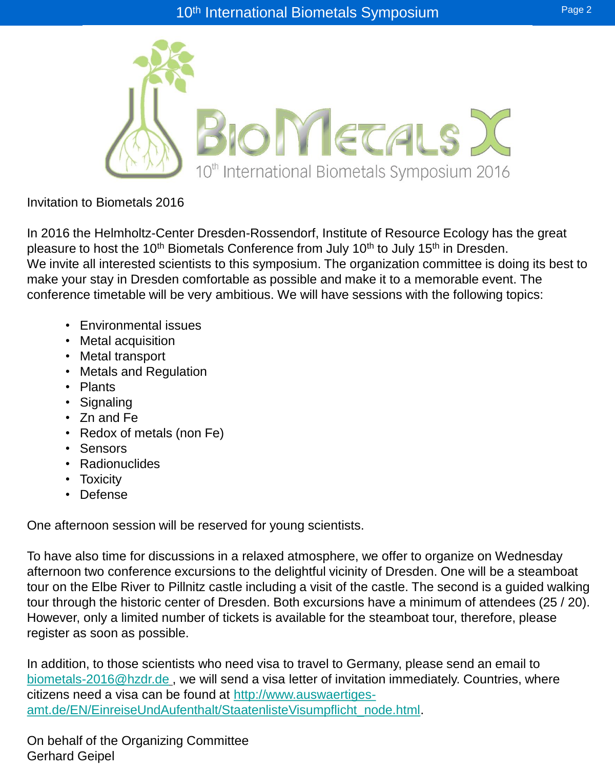Invitation to Biometals 2016

In 2016 the Helmholtz-Center Dresden-Rossendorf, Institute of Resource Ecology has the great pleasure to host the 10th Biometals Conference from July 10th to July 15th in Dresden.
We invite all interested scientists to this symposium. The organization committee is doing its best to make your stay in Dresden comfortable as possible and make it to a memorable event. The conference timetable will be very ambitious. We will have sessions with the following topics:

- Environmental issues
- Metal acquisition
- Metal transport
- Metals and Regulation
- Plants
- Signaling
- Zn and Fe
- Redox of metals (non Fe)
- Sensors
- Radionuclides
- Toxicity
- Defense

One afternoon session will be reserved for young scientists.

To have also time for discussions in a relaxed atmosphere, we offer to organize on Wednesday afternoon two conference excursions to the delightful vicinity of Dresden. One will be a steamboat tour on the Elbe River to Pillnitz castle including a visit of the castle. The second is a guided walking tour through the historic center of Dresden. Both excursions have a minimum of attendees (25 / 20). However, only a limited number of tickets is available for the steamboat tour, therefore, please register as soon as possible.

In addition, to those scientists who need visa to travel to Germany, please send an email to biometals-2016@hzdr.de , we will send a visa letter of invitation immediately. Countries, where citizens need a visa can be found at http://www.auswaertiges-amt.de/EN/EinreiseUndAufenthalt/StaatenlisteVisumpflicht_node.html.

On behalf of the Organizing Committee
Gerhard Geipel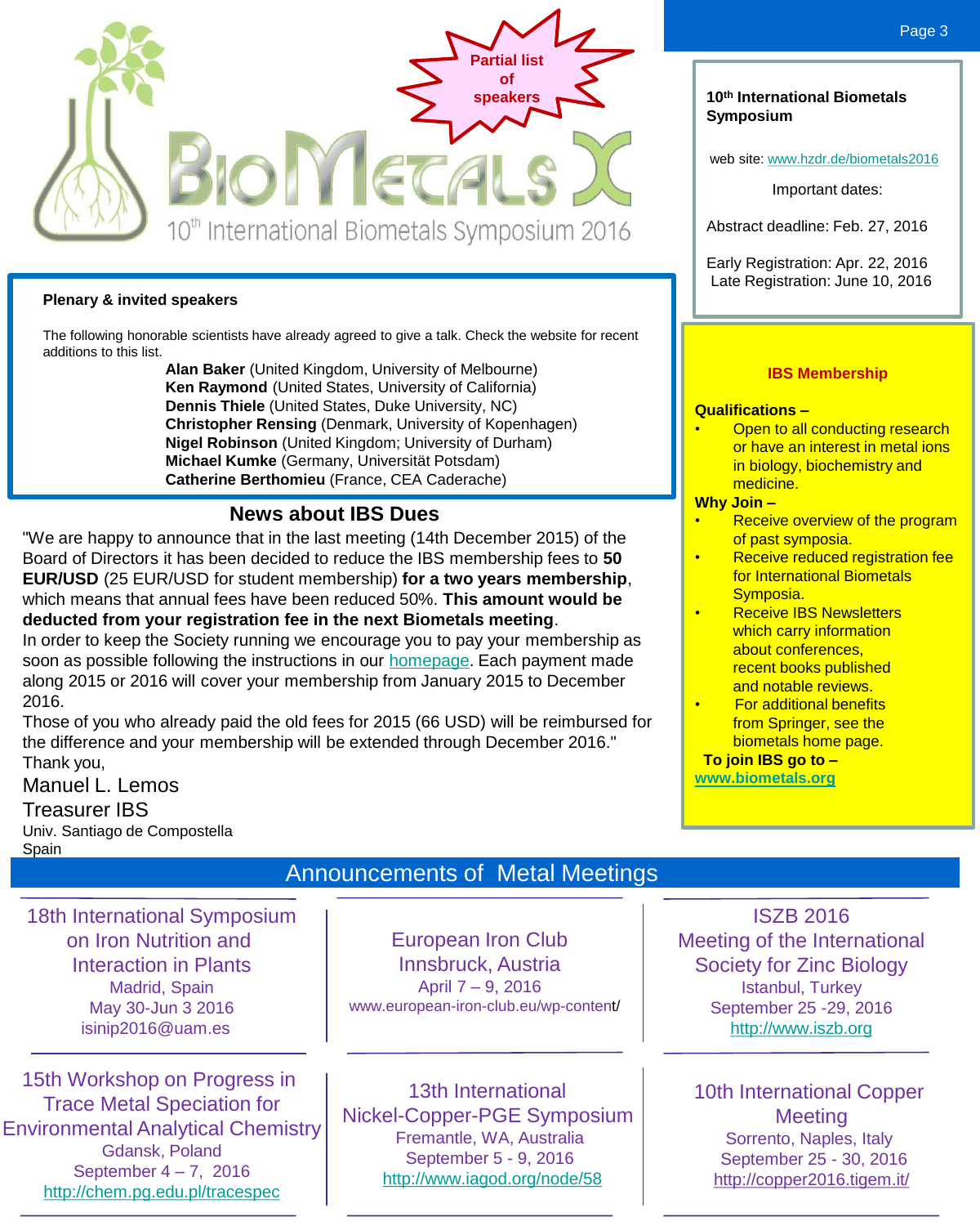# BioMetals X

10th International Biometals Symposium 2016

Partial list of speakers

## Plenary & invited speakers

The following honorable scientists have already agreed to give a talk. Check the website for recent additions to this list.

**Alan Baker** (United Kingdom, University of Melbourne)
**Ken Raymond** (United States, University of California)
**Dennis Thiele** (United States, Duke University, NC)
**Christopher Rensing** (Denmark, University of Kopenhagen)
**Nigel Robinson** (United Kingdom; University of Durham)
**Michael Kumke** (Germany, Universität Potsdam)
**Catherine Berthomieu** (France, CEA Caderache)

## News about IBS Dues

"We are happy to announce that in the last meeting (14th December 2015) of the Board of Directors it has been decided to reduce the IBS membership fees to **50 EUR/USD** (25 EUR/USD for student membership) **for a two years membership**, which means that annual fees have been reduced 50%. **This amount would be deducted from your registration fee in the next Biometals meeting**.

In order to keep the Society running we encourage you to pay your membership as soon as possible following the instructions in our homepage. Each payment made along 2015 or 2016 will cover your membership from January 2015 to December 2016.

Those of you who already paid the old fees for 2015 (66 USD) will be reimbursed for the difference and your membership will be extended through December 2016."

Thank you,

Manuel L. Lemos
Treasurer IBS
Univ. Santiago de Compostella
Spain

**10th International Biometals Symposium**

web site: www.hzdr.de/biometals2016

Important dates:

Abstract deadline: Feb. 27, 2016

Early Registration: Apr. 22, 2016
Late Registration: June 10, 2016

### IBS Membership

**Qualifications –**

- Open to all conducting research or have an interest in metal ions in biology, biochemistry and medicine.

**Why Join –**

- Receive overview of the program of past symposia.
- Receive reduced registration fee for International Biometals Symposia.
- Receive IBS Newsletters which carry information about conferences, recent books published and notable reviews.
- For additional benefits from Springer, see the biometals home page.

**To join IBS go to –**
**www.biometals.org**

## Announcements of Metal Meetings

18th International Symposium on Iron Nutrition and Interaction in Plants
Madrid, Spain
May 30-Jun 3 2016
isinip2016@uam.es

European Iron Club
Innsbruck, Austria
April 7 – 9, 2016
www.european-iron-club.eu/wp-content/

ISZB 2016
Meeting of the International Society for Zinc Biology
Istanbul, Turkey
September 25 -29, 2016
http://www.iszb.org

15th Workshop on Progress in Trace Metal Speciation for Environmental Analytical Chemistry
Gdansk, Poland
September 4 – 7, 2016
http://chem.pg.edu.pl/tracespec

13th International Nickel-Copper-PGE Symposium
Fremantle, WA, Australia
September 5 - 9, 2016
http://www.iagod.org/node/58

10th International Copper Meeting
Sorrento, Naples, Italy
September 25 - 30, 2016
http://copper2016.tigem.it/